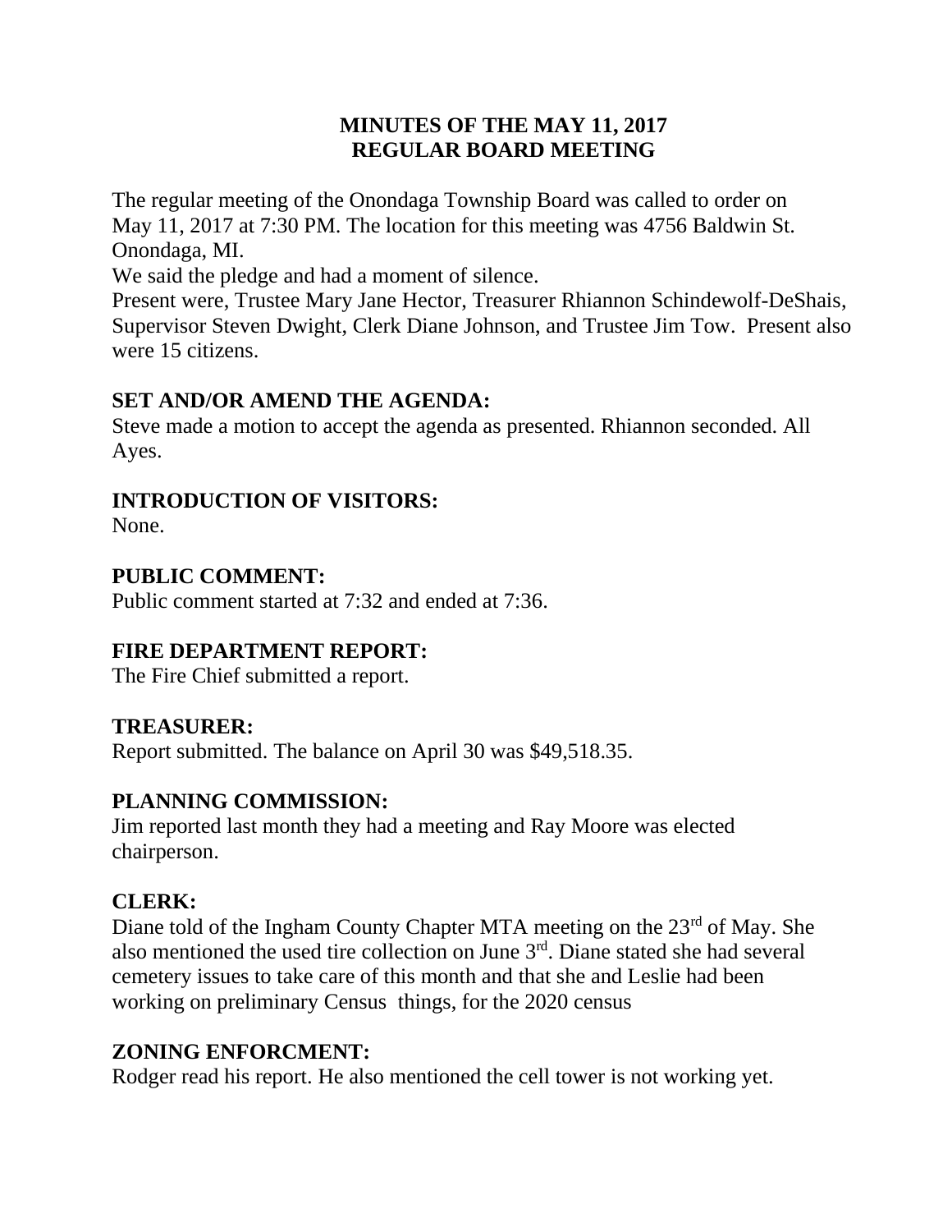# MINUTES OF THE MAY 11, 2017 REGULAR BOARD MEETING

The regular meeting of the Onondaga Township Board was called to order on May 11, 2017 at 7:30 PM. The location for this meeting was 4756 Baldwin St. Onondaga, MI.

We said the pledge and had a moment of silence.

Present were, Trustee Mary Jane Hector, Treasurer Rhiannon Schindewolf-DeShais, Supervisor Steven Dwight, Clerk Diane Johnson, and Trustee Jim Tow. Present also were 15 citizens.

## SET AND/OR AMEND THE AGENDA:

Steve made a motion to accept the agenda as presented. Rhiannon seconded. All Ayes.

## INTRODUCTION OF VISITORS:

None.

## PUBLIC COMMENT:

Public comment started at 7:32 and ended at 7:36.

## FIRE DEPARTMENT REPORT:

The Fire Chief submitted a report.

## TREASURER:

Report submitted. The balance on April 30 was $49,518.35.

## PLANNING COMMISSION:

Jim reported last month they had a meeting and Ray Moore was elected chairperson.

## CLERK:

Diane told of the Ingham County Chapter MTA meeting on the 23rd of May. She also mentioned the used tire collection on June 3rd. Diane stated she had several cemetery issues to take care of this month and that she and Leslie had been working on preliminary Census things, for the 2020 census

## ZONING ENFORCMENT:

Rodger read his report. He also mentioned the cell tower is not working yet.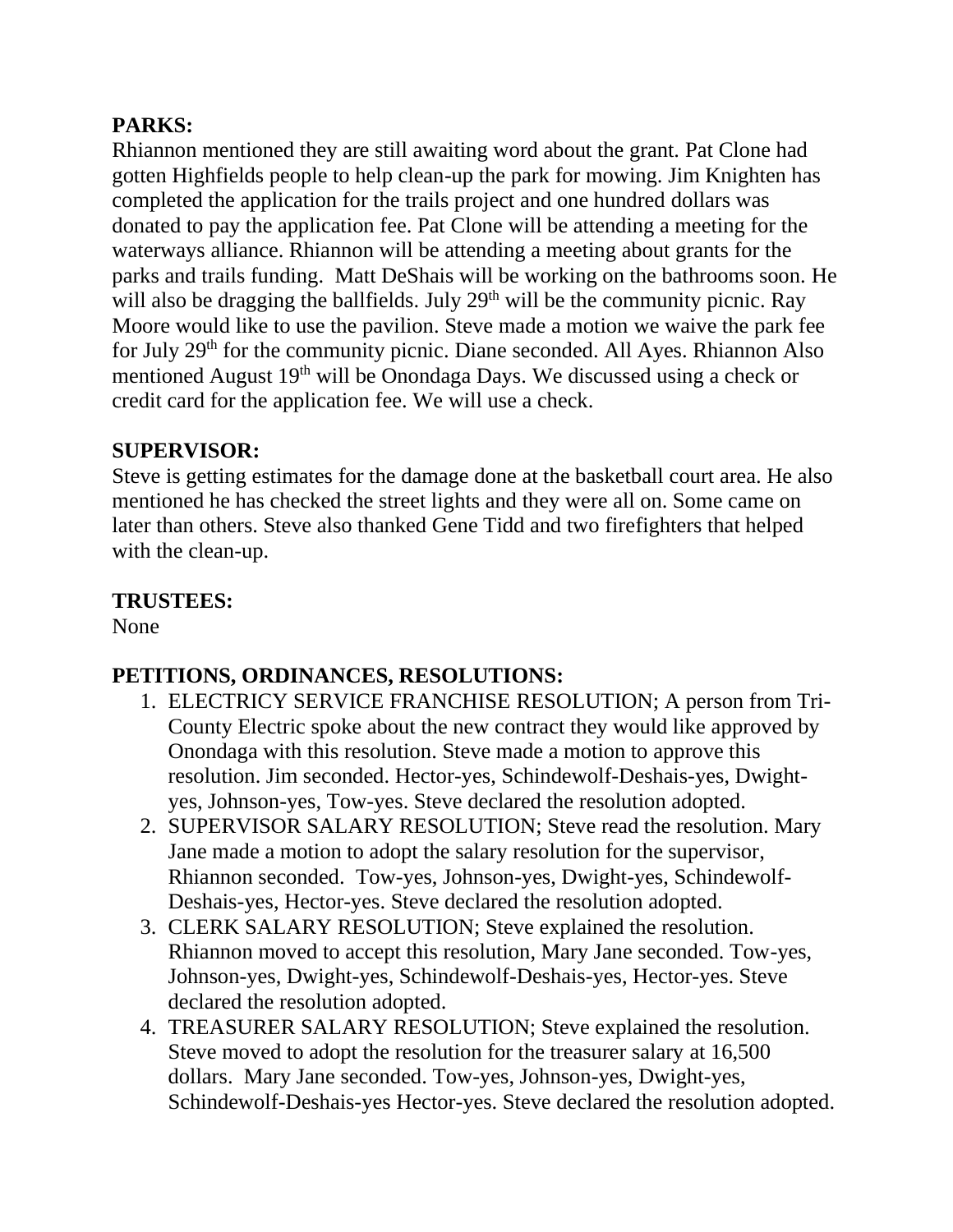**PARKS:**
Rhiannon mentioned they are still awaiting word about the grant. Pat Clone had gotten Highfields people to help clean-up the park for mowing. Jim Knighten has completed the application for the trails project and one hundred dollars was donated to pay the application fee. Pat Clone will be attending a meeting for the waterways alliance. Rhiannon will be attending a meeting about grants for the parks and trails funding. Matt DeShais will be working on the bathrooms soon. He will also be dragging the ballfields. July 29th will be the community picnic. Ray Moore would like to use the pavilion. Steve made a motion we waive the park fee for July 29th for the community picnic. Diane seconded. All Ayes. Rhiannon Also mentioned August 19th will be Onondaga Days. We discussed using a check or credit card for the application fee. We will use a check.

**SUPERVISOR:**
Steve is getting estimates for the damage done at the basketball court area. He also mentioned he has checked the street lights and they were all on. Some came on later than others. Steve also thanked Gene Tidd and two firefighters that helped with the clean-up.

**TRUSTEES:**
None

**PETITIONS, ORDINANCES, RESOLUTIONS:**

1. ELECTRICY SERVICE FRANCHISE RESOLUTION; A person from Tri-County Electric spoke about the new contract they would like approved by Onondaga with this resolution. Steve made a motion to approve this resolution. Jim seconded. Hector-yes, Schindewolf-Deshais-yes, Dwight-yes, Johnson-yes, Tow-yes. Steve declared the resolution adopted.
2. SUPERVISOR SALARY RESOLUTION; Steve read the resolution. Mary Jane made a motion to adopt the salary resolution for the supervisor, Rhiannon seconded. Tow-yes, Johnson-yes, Dwight-yes, Schindewolf-Deshais-yes, Hector-yes. Steve declared the resolution adopted.
3. CLERK SALARY RESOLUTION; Steve explained the resolution. Rhiannon moved to accept this resolution, Mary Jane seconded. Tow-yes, Johnson-yes, Dwight-yes, Schindewolf-Deshais-yes, Hector-yes. Steve declared the resolution adopted.
4. TREASURER SALARY RESOLUTION; Steve explained the resolution. Steve moved to adopt the resolution for the treasurer salary at 16,500 dollars. Mary Jane seconded. Tow-yes, Johnson-yes, Dwight-yes, Schindewolf-Deshais-yes Hector-yes. Steve declared the resolution adopted.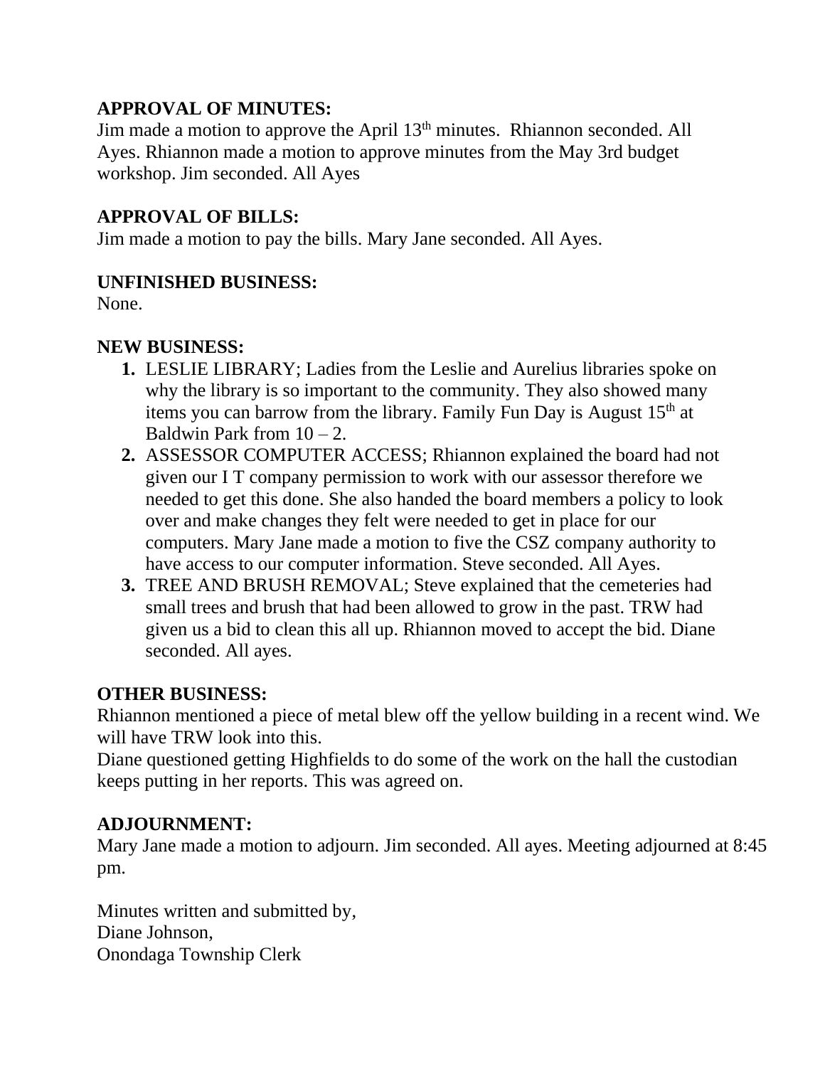**APPROVAL OF MINUTES:**
Jim made a motion to approve the April 13th minutes. Rhiannon seconded. All Ayes. Rhiannon made a motion to approve minutes from the May 3rd budget workshop. Jim seconded. All Ayes

**APPROVAL OF BILLS:**
Jim made a motion to pay the bills. Mary Jane seconded. All Ayes.

**UNFINISHED BUSINESS:**
None.

**NEW BUSINESS:**

1. LESLIE LIBRARY; Ladies from the Leslie and Aurelius libraries spoke on why the library is so important to the community. They also showed many items you can barrow from the library. Family Fun Day is August 15th at Baldwin Park from 10 – 2.
2. ASSESSOR COMPUTER ACCESS; Rhiannon explained the board had not given our I T company permission to work with our assessor therefore we needed to get this done. She also handed the board members a policy to look over and make changes they felt were needed to get in place for our computers. Mary Jane made a motion to five the CSZ company authority to have access to our computer information. Steve seconded. All Ayes.
3. TREE AND BRUSH REMOVAL; Steve explained that the cemeteries had small trees and brush that had been allowed to grow in the past. TRW had given us a bid to clean this all up. Rhiannon moved to accept the bid. Diane seconded. All ayes.

**OTHER BUSINESS:**
Rhiannon mentioned a piece of metal blew off the yellow building in a recent wind. We will have TRW look into this.
Diane questioned getting Highfields to do some of the work on the hall the custodian keeps putting in her reports. This was agreed on.

**ADJOURNMENT:**
Mary Jane made a motion to adjourn. Jim seconded. All ayes. Meeting adjourned at 8:45 pm.

Minutes written and submitted by,
Diane Johnson,
Onondaga Township Clerk